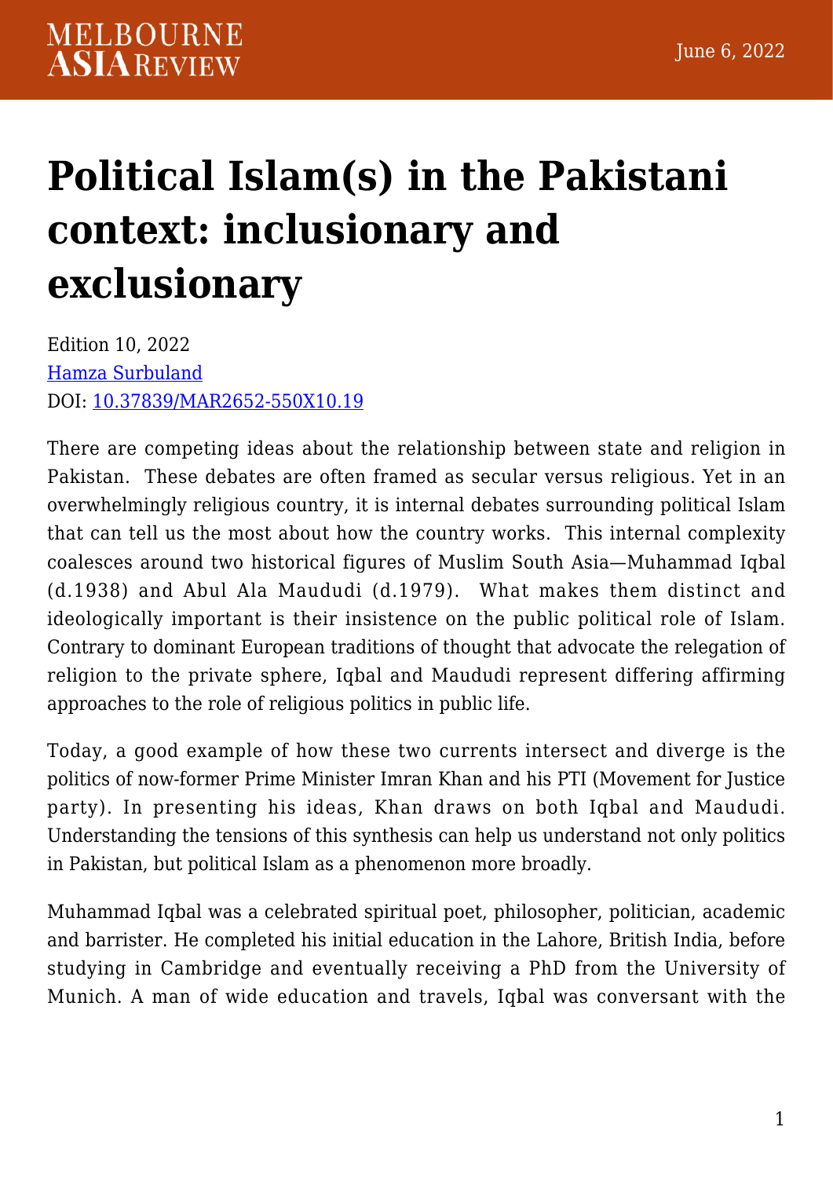# Political Islam(s) in the Pakistani context: inclusionary and exclusionary

Edition 10, 2022
Hamza Surbuland
DOI: 10.37839/MAR2652-550X10.19

There are competing ideas about the relationship between state and religion in Pakistan. These debates are often framed as secular versus religious. Yet in an overwhelmingly religious country, it is internal debates surrounding political Islam that can tell us the most about how the country works. This internal complexity coalesces around two historical figures of Muslim South Asia—Muhammad Iqbal (d.1938) and Abul Ala Maududi (d.1979). What makes them distinct and ideologically important is their insistence on the public political role of Islam. Contrary to dominant European traditions of thought that advocate the relegation of religion to the private sphere, Iqbal and Maududi represent differing affirming approaches to the role of religious politics in public life.

Today, a good example of how these two currents intersect and diverge is the politics of now-former Prime Minister Imran Khan and his PTI (Movement for Justice party). In presenting his ideas, Khan draws on both Iqbal and Maududi. Understanding the tensions of this synthesis can help us understand not only politics in Pakistan, but political Islam as a phenomenon more broadly.

Muhammad Iqbal was a celebrated spiritual poet, philosopher, politician, academic and barrister. He completed his initial education in the Lahore, British India, before studying in Cambridge and eventually receiving a PhD from the University of Munich. A man of wide education and travels, Iqbal was conversant with the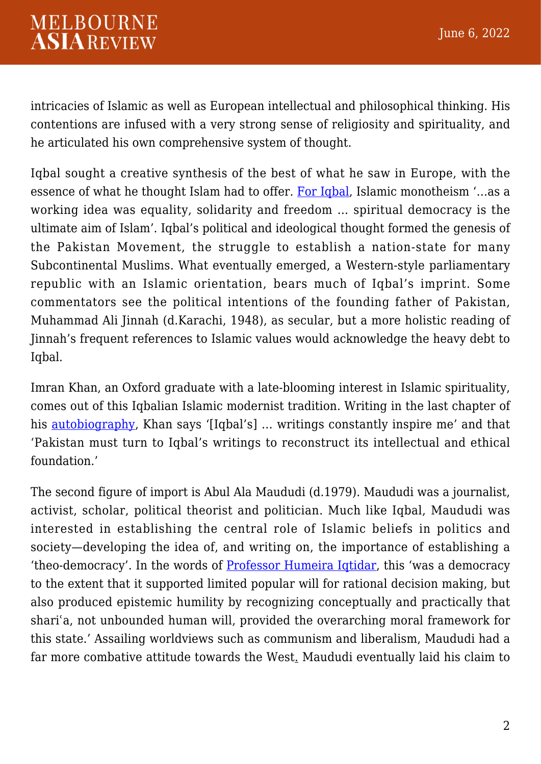intricacies of Islamic as well as European intellectual and philosophical thinking. His contentions are infused with a very strong sense of religiosity and spirituality, and he articulated his own comprehensive system of thought.

Iqbal sought a creative synthesis of the best of what he saw in Europe, with the essence of what he thought Islam had to offer. For Iqbal, Islamic monotheism '…as a working idea was equality, solidarity and freedom … spiritual democracy is the ultimate aim of Islam'. Iqbal's political and ideological thought formed the genesis of the Pakistan Movement, the struggle to establish a nation-state for many Subcontinental Muslims. What eventually emerged, a Western-style parliamentary republic with an Islamic orientation, bears much of Iqbal's imprint. Some commentators see the political intentions of the founding father of Pakistan, Muhammad Ali Jinnah (d.Karachi, 1948), as secular, but a more holistic reading of Jinnah's frequent references to Islamic values would acknowledge the heavy debt to Iqbal.

Imran Khan, an Oxford graduate with a late-blooming interest in Islamic spirituality, comes out of this Iqbalian Islamic modernist tradition. Writing in the last chapter of his autobiography, Khan says '[Iqbal's] … writings constantly inspire me' and that 'Pakistan must turn to Iqbal's writings to reconstruct its intellectual and ethical foundation.'

The second figure of import is Abul Ala Maududi (d.1979). Maududi was a journalist, activist, scholar, political theorist and politician. Much like Iqbal, Maududi was interested in establishing the central role of Islamic beliefs in politics and society—developing the idea of, and writing on, the importance of establishing a 'theo-democracy'. In the words of Professor Humeira Iqtidar, this 'was a democracy to the extent that it supported limited popular will for rational decision making, but also produced epistemic humility by recognizing conceptually and practically that shariʿa, not unbounded human will, provided the overarching moral framework for this state.' Assailing worldviews such as communism and liberalism, Maududi had a far more combative attitude towards the West. Maududi eventually laid his claim to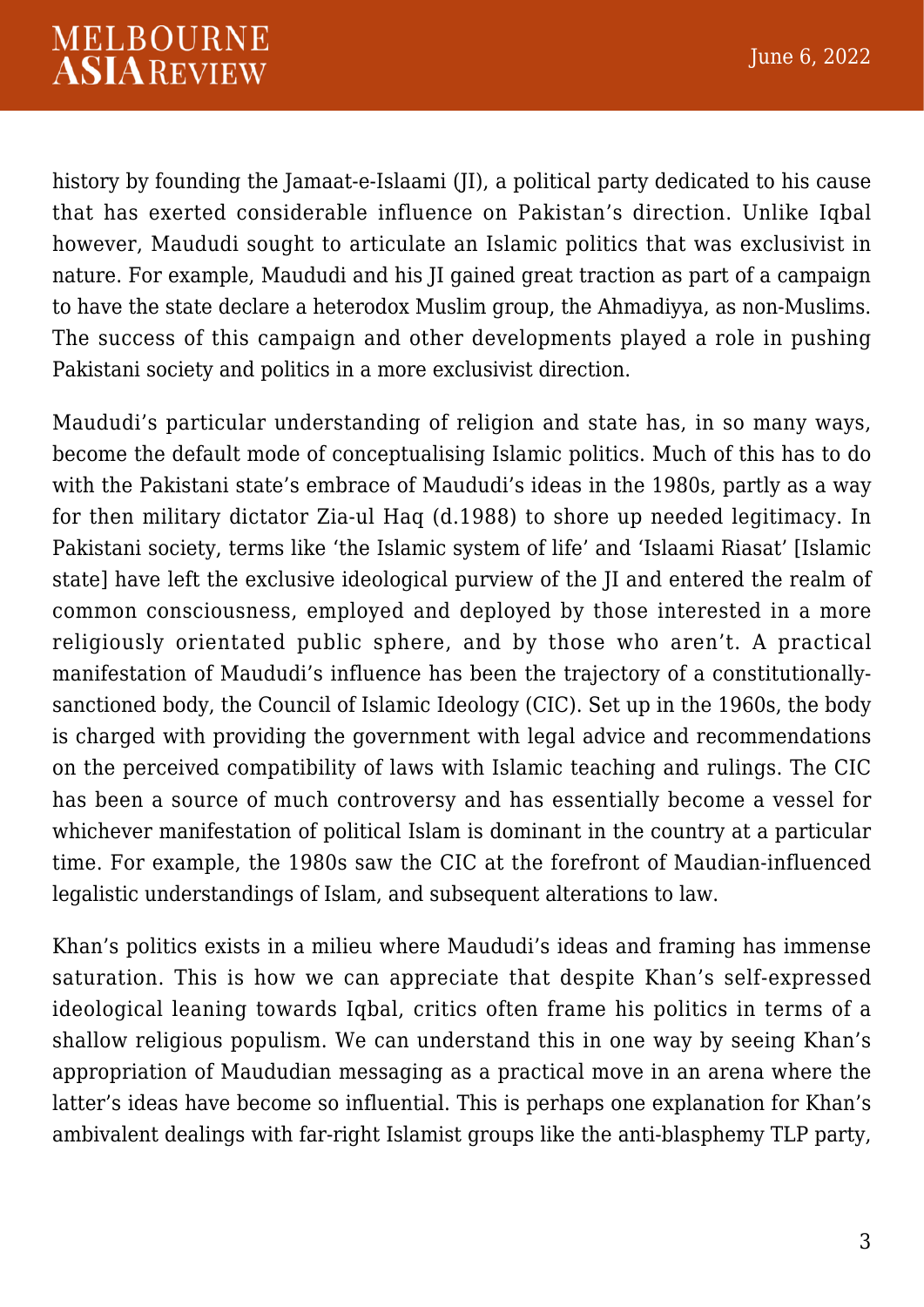history by founding the Jamaat-e-Islaami (JI), a political party dedicated to his cause that has exerted considerable influence on Pakistan's direction. Unlike Iqbal however, Maududi sought to articulate an Islamic politics that was exclusivist in nature. For example, Maududi and his JI gained great traction as part of a campaign to have the state declare a heterodox Muslim group, the Ahmadiyya, as non-Muslims. The success of this campaign and other developments played a role in pushing Pakistani society and politics in a more exclusivist direction.

Maududi's particular understanding of religion and state has, in so many ways, become the default mode of conceptualising Islamic politics. Much of this has to do with the Pakistani state's embrace of Maududi's ideas in the 1980s, partly as a way for then military dictator Zia-ul Haq (d.1988) to shore up needed legitimacy. In Pakistani society, terms like 'the Islamic system of life' and 'Islaami Riasat' [Islamic state] have left the exclusive ideological purview of the JI and entered the realm of common consciousness, employed and deployed by those interested in a more religiously orientated public sphere, and by those who aren't. A practical manifestation of Maududi's influence has been the trajectory of a constitutionally-sanctioned body, the Council of Islamic Ideology (CIC). Set up in the 1960s, the body is charged with providing the government with legal advice and recommendations on the perceived compatibility of laws with Islamic teaching and rulings. The CIC has been a source of much controversy and has essentially become a vessel for whichever manifestation of political Islam is dominant in the country at a particular time. For example, the 1980s saw the CIC at the forefront of Maudian-influenced legalistic understandings of Islam, and subsequent alterations to law.

Khan's politics exists in a milieu where Maududi's ideas and framing has immense saturation. This is how we can appreciate that despite Khan's self-expressed ideological leaning towards Iqbal, critics often frame his politics in terms of a shallow religious populism. We can understand this in one way by seeing Khan's appropriation of Maududian messaging as a practical move in an arena where the latter's ideas have become so influential. This is perhaps one explanation for Khan's ambivalent dealings with far-right Islamist groups like the anti-blasphemy TLP party,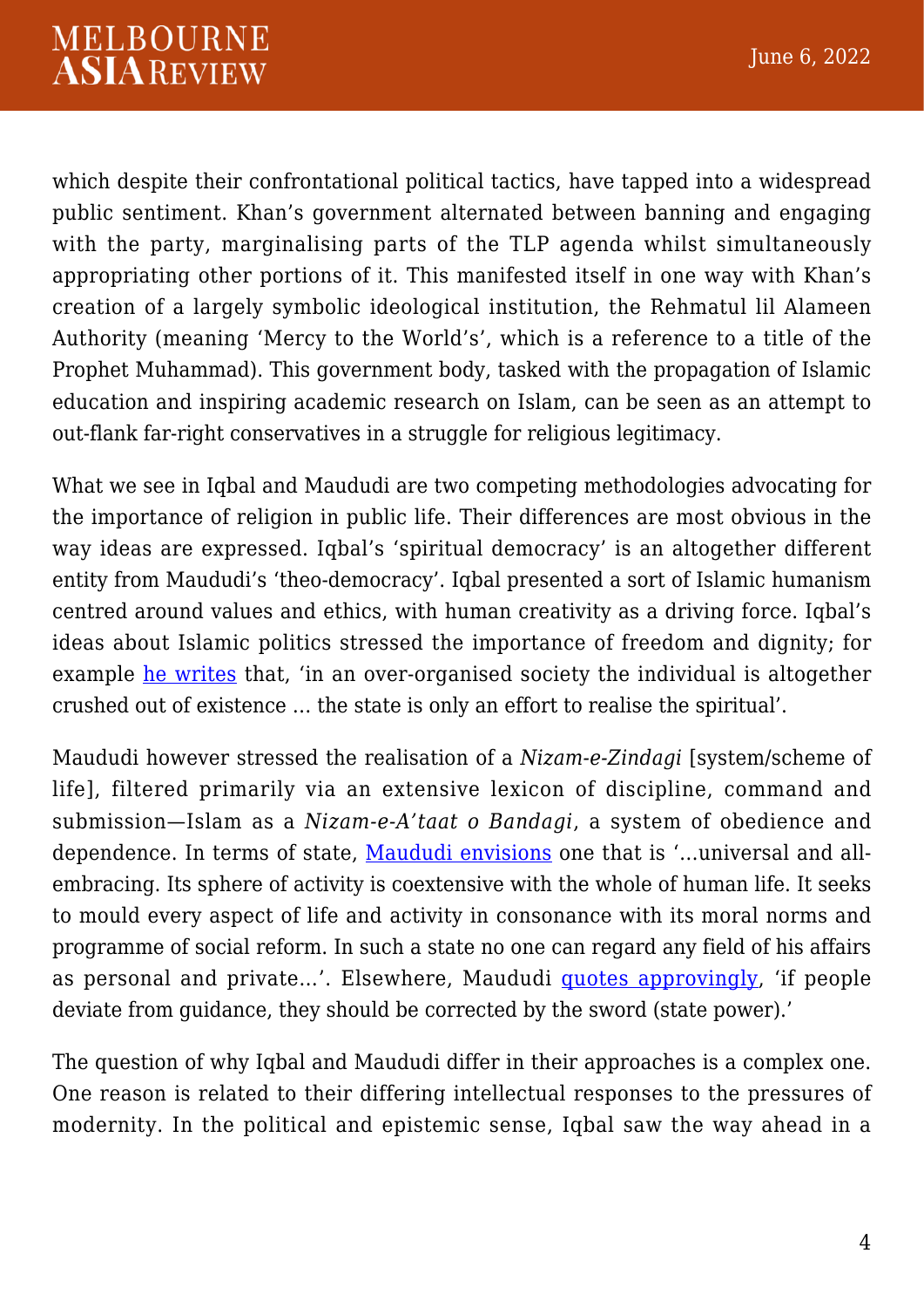which despite their confrontational political tactics, have tapped into a widespread public sentiment. Khan's government alternated between banning and engaging with the party, marginalising parts of the TLP agenda whilst simultaneously appropriating other portions of it. This manifested itself in one way with Khan's creation of a largely symbolic ideological institution, the Rehmatul lil Alameen Authority (meaning 'Mercy to the World's', which is a reference to a title of the Prophet Muhammad). This government body, tasked with the propagation of Islamic education and inspiring academic research on Islam, can be seen as an attempt to out-flank far-right conservatives in a struggle for religious legitimacy.

What we see in Iqbal and Maududi are two competing methodologies advocating for the importance of religion in public life. Their differences are most obvious in the way ideas are expressed. Iqbal's 'spiritual democracy' is an altogether different entity from Maududi's 'theo-democracy'. Iqbal presented a sort of Islamic humanism centred around values and ethics, with human creativity as a driving force. Iqbal's ideas about Islamic politics stressed the importance of freedom and dignity; for example [he writes]() that, 'in an over-organised society the individual is altogether crushed out of existence … the state is only an effort to realise the spiritual'.

Maududi however stressed the realisation of a *Nizam-e-Zindagi* [system/scheme of life], filtered primarily via an extensive lexicon of discipline, command and submission—Islam as a *Nizam-e-A'taat o Bandagi*, a system of obedience and dependence. In terms of state, [Maududi envisions]() one that is '…universal and all-embracing. Its sphere of activity is coextensive with the whole of human life. It seeks to mould every aspect of life and activity in consonance with its moral norms and programme of social reform. In such a state no one can regard any field of his affairs as personal and private…'. Elsewhere, Maududi [quotes approvingly](), 'if people deviate from guidance, they should be corrected by the sword (state power).'

The question of why Iqbal and Maududi differ in their approaches is a complex one. One reason is related to their differing intellectual responses to the pressures of modernity. In the political and epistemic sense, Iqbal saw the way ahead in a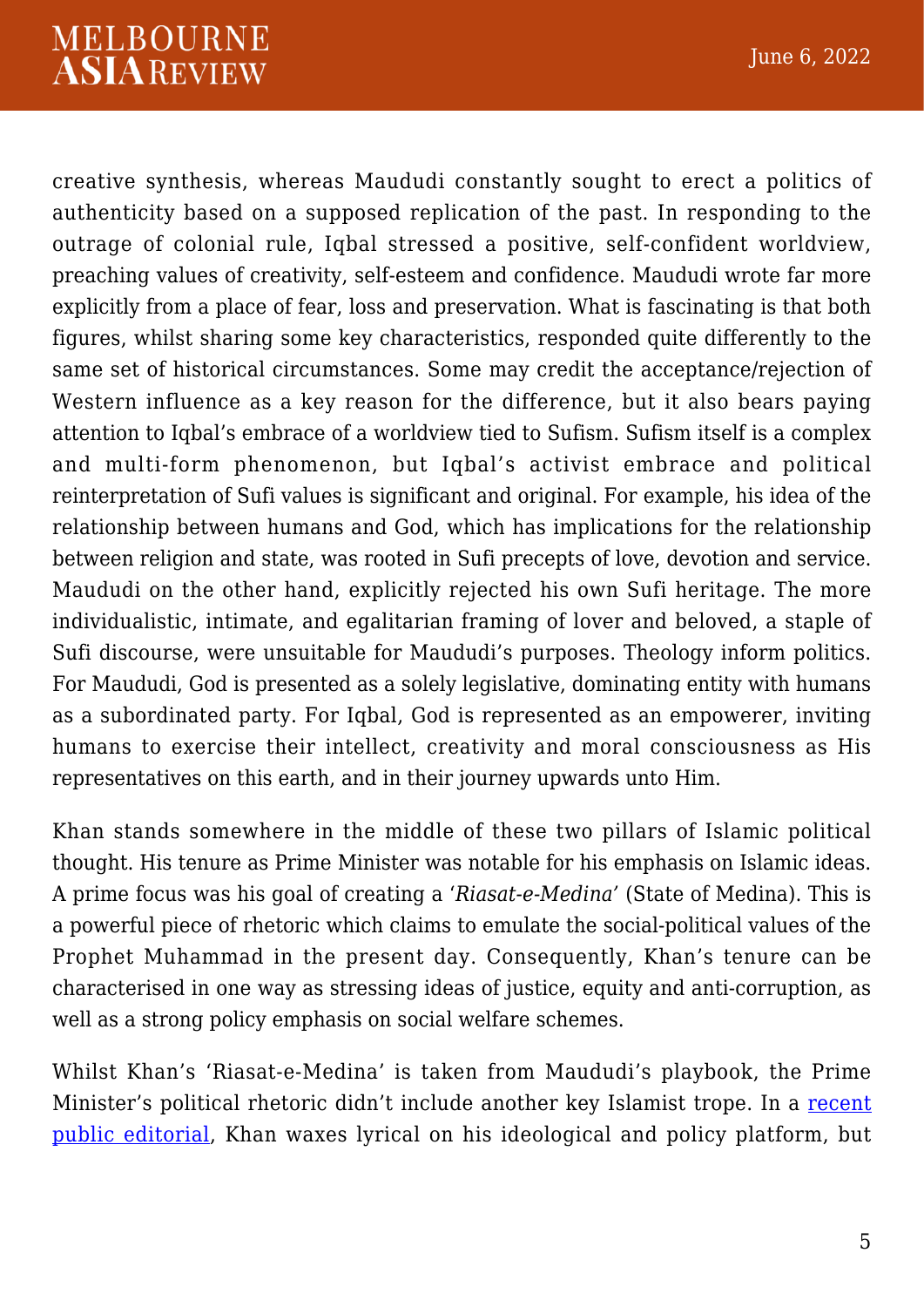creative synthesis, whereas Maududi constantly sought to erect a politics of authenticity based on a supposed replication of the past. In responding to the outrage of colonial rule, Iqbal stressed a positive, self-confident worldview, preaching values of creativity, self-esteem and confidence. Maududi wrote far more explicitly from a place of fear, loss and preservation. What is fascinating is that both figures, whilst sharing some key characteristics, responded quite differently to the same set of historical circumstances. Some may credit the acceptance/rejection of Western influence as a key reason for the difference, but it also bears paying attention to Iqbal's embrace of a worldview tied to Sufism. Sufism itself is a complex and multi-form phenomenon, but Iqbal's activist embrace and political reinterpretation of Sufi values is significant and original. For example, his idea of the relationship between humans and God, which has implications for the relationship between religion and state, was rooted in Sufi precepts of love, devotion and service. Maududi on the other hand, explicitly rejected his own Sufi heritage. The more individualistic, intimate, and egalitarian framing of lover and beloved, a staple of Sufi discourse, were unsuitable for Maududi's purposes. Theology inform politics. For Maududi, God is presented as a solely legislative, dominating entity with humans as a subordinated party. For Iqbal, God is represented as an empowerer, inviting humans to exercise their intellect, creativity and moral consciousness as His representatives on this earth, and in their journey upwards unto Him.

Khan stands somewhere in the middle of these two pillars of Islamic political thought. His tenure as Prime Minister was notable for his emphasis on Islamic ideas. A prime focus was his goal of creating a '*Riasat-e-Medina*' (State of Medina). This is a powerful piece of rhetoric which claims to emulate the social-political values of the Prophet Muhammad in the present day. Consequently, Khan's tenure can be characterised in one way as stressing ideas of justice, equity and anti-corruption, as well as a strong policy emphasis on social welfare schemes.

Whilst Khan's 'Riasat-e-Medina' is taken from Maududi's playbook, the Prime Minister's political rhetoric didn't include another key Islamist trope. In a recent public editorial, Khan waxes lyrical on his ideological and policy platform, but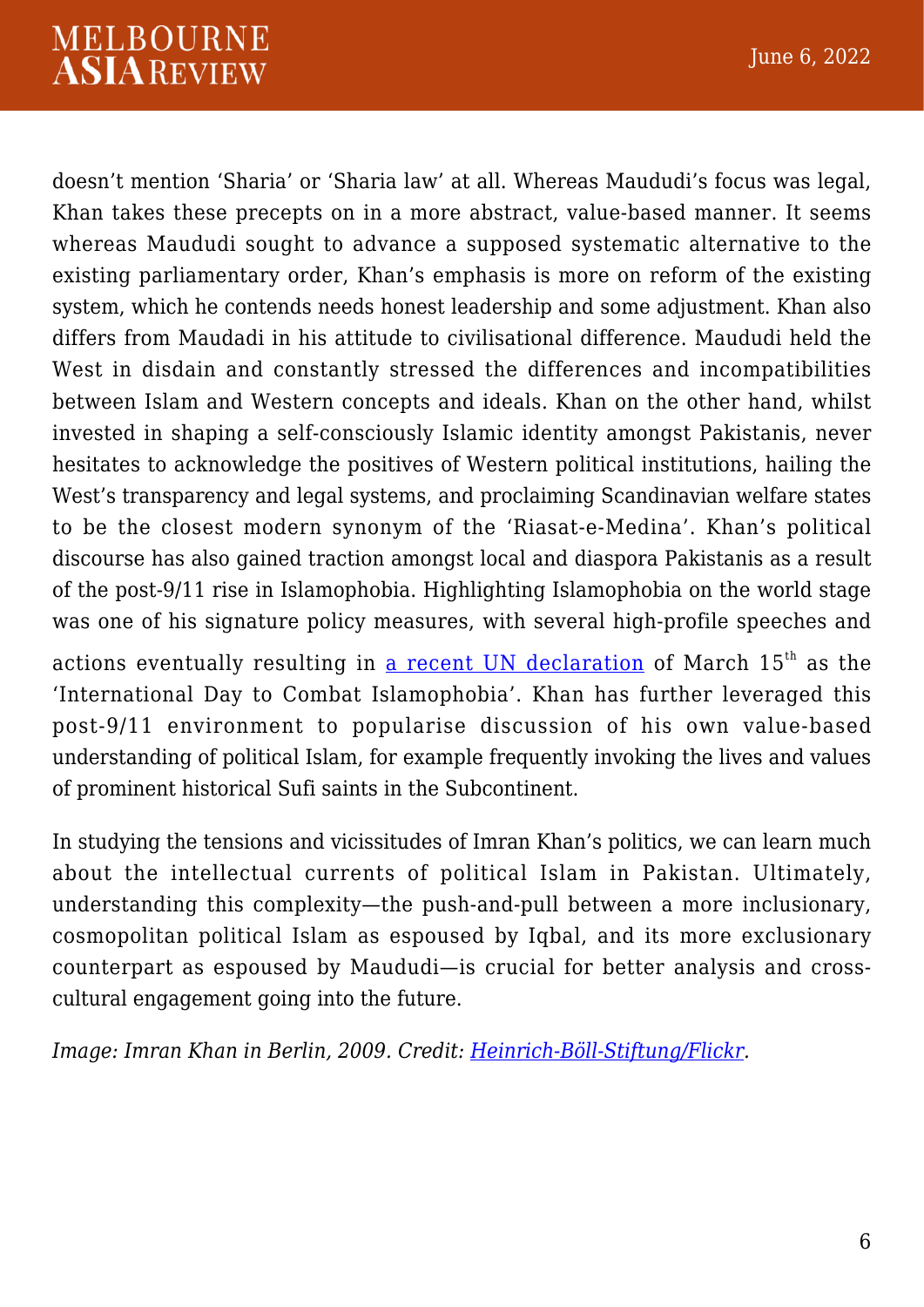doesn't mention 'Sharia' or 'Sharia law' at all. Whereas Maududi's focus was legal, Khan takes these precepts on in a more abstract, value-based manner. It seems whereas Maududi sought to advance a supposed systematic alternative to the existing parliamentary order, Khan's emphasis is more on reform of the existing system, which he contends needs honest leadership and some adjustment. Khan also differs from Maudadi in his attitude to civilisational difference. Maududi held the West in disdain and constantly stressed the differences and incompatibilities between Islam and Western concepts and ideals. Khan on the other hand, whilst invested in shaping a self-consciously Islamic identity amongst Pakistanis, never hesitates to acknowledge the positives of Western political institutions, hailing the West's transparency and legal systems, and proclaiming Scandinavian welfare states to be the closest modern synonym of the 'Riasat-e-Medina'. Khan's political discourse has also gained traction amongst local and diaspora Pakistanis as a result of the post-9/11 rise in Islamophobia. Highlighting Islamophobia on the world stage was one of his signature policy measures, with several high-profile speeches and actions eventually resulting in a recent UN declaration of March 15th as the 'International Day to Combat Islamophobia'. Khan has further leveraged this post-9/11 environment to popularise discussion of his own value-based understanding of political Islam, for example frequently invoking the lives and values of prominent historical Sufi saints in the Subcontinent.

In studying the tensions and vicissitudes of Imran Khan's politics, we can learn much about the intellectual currents of political Islam in Pakistan. Ultimately, understanding this complexity—the push-and-pull between a more inclusionary, cosmopolitan political Islam as espoused by Iqbal, and its more exclusionary counterpart as espoused by Maududi—is crucial for better analysis and cross-cultural engagement going into the future.

*Image: Imran Khan in Berlin, 2009. Credit: Heinrich-Böll-Stiftung/Flickr.*